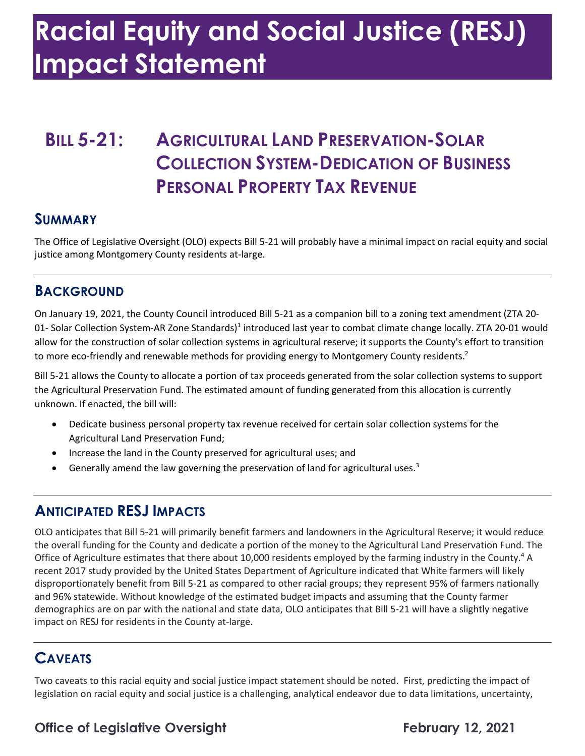# Racial Equity and Social Justice (RESJ) Impact Statement

## Bill 5-21: Agricultural Land Preservation-Solar Collection System-Dedication of Business Personal Property Tax Revenue

### Summary

The Office of Legislative Oversight (OLO) expects Bill 5-21 will probably have a minimal impact on racial equity and social justice among Montgomery County residents at-large.

### Background

On January 19, 2021, the County Council introduced Bill 5-21 as a companion bill to a zoning text amendment (ZTA 20-01- Solar Collection System-AR Zone Standards)[1] introduced last year to combat climate change locally. ZTA 20-01 would allow for the construction of solar collection systems in agricultural reserve; it supports the County's effort to transition to more eco-friendly and renewable methods for providing energy to Montgomery County residents.[2]

Bill 5-21 allows the County to allocate a portion of tax proceeds generated from the solar collection systems to support the Agricultural Preservation Fund. The estimated amount of funding generated from this allocation is currently unknown. If enacted, the bill will:

- Dedicate business personal property tax revenue received for certain solar collection systems for the Agricultural Land Preservation Fund;
- Increase the land in the County preserved for agricultural uses; and
- Generally amend the law governing the preservation of land for agricultural uses.[3]

### Anticipated RESJ Impacts

OLO anticipates that Bill 5-21 will primarily benefit farmers and landowners in the Agricultural Reserve; it would reduce the overall funding for the County and dedicate a portion of the money to the Agricultural Land Preservation Fund. The Office of Agriculture estimates that there about 10,000 residents employed by the farming industry in the County.[4] A recent 2017 study provided by the United States Department of Agriculture indicated that White farmers will likely disproportionately benefit from Bill 5-21 as compared to other racial groups; they represent 95% of farmers nationally and 96% statewide. Without knowledge of the estimated budget impacts and assuming that the County farmer demographics are on par with the national and state data, OLO anticipates that Bill 5-21 will have a slightly negative impact on RESJ for residents in the County at-large.

### Caveats

Two caveats to this racial equity and social justice impact statement should be noted. First, predicting the impact of legislation on racial equity and social justice is a challenging, analytical endeavor due to data limitations, uncertainty,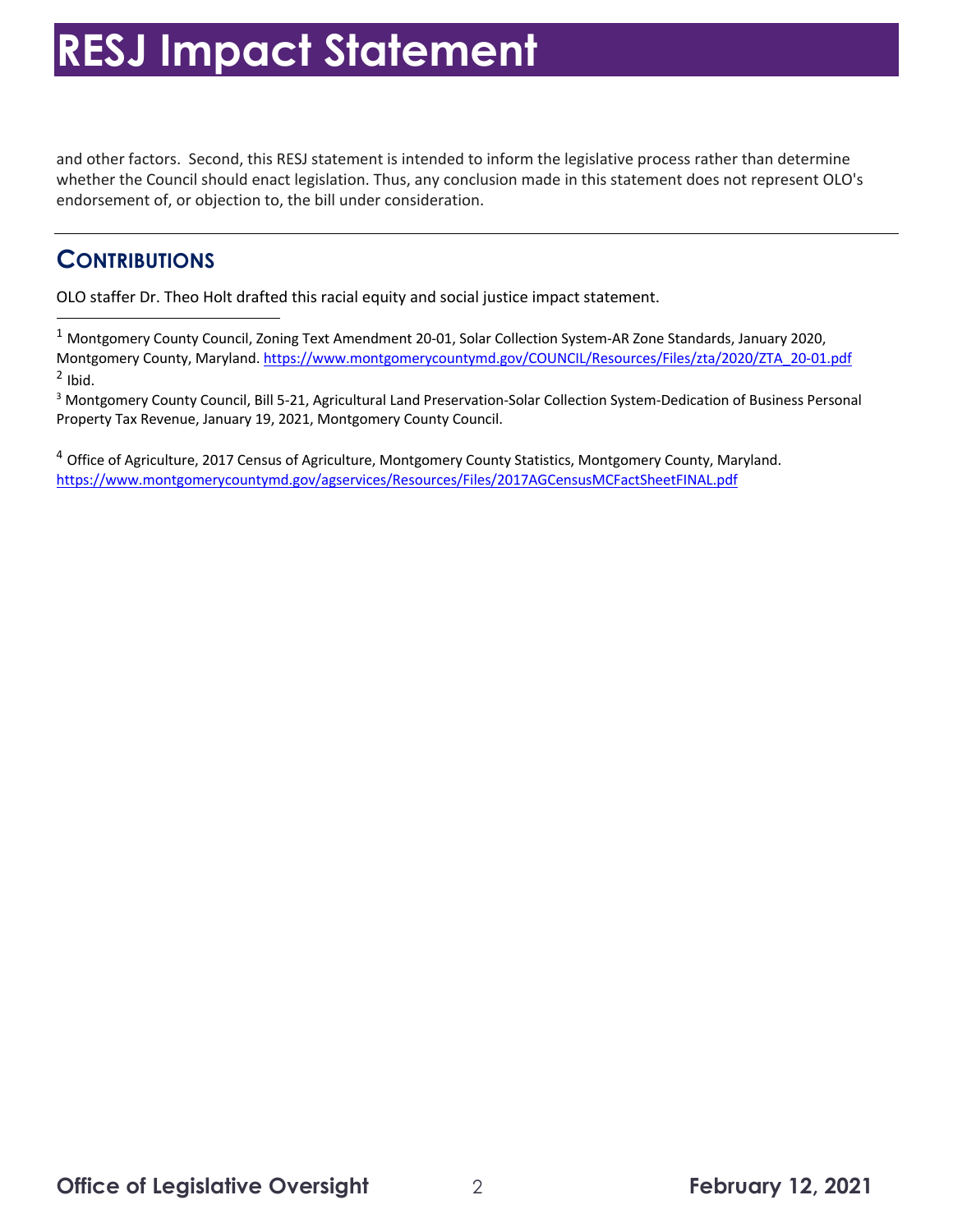and other factors. Second, this RESJ statement is intended to inform the legislative process rather than determine whether the Council should enact legislation. Thus, any conclusion made in this statement does not represent OLO's endorsement of, or objection to, the bill under consideration.

## CONTRIBUTIONS

OLO staffer Dr. Theo Holt drafted this racial equity and social justice impact statement.

[1] Montgomery County Council, Zoning Text Amendment 20-01, Solar Collection System-AR Zone Standards, January 2020, Montgomery County, Maryland. https://www.montgomerycountymd.gov/COUNCIL/Resources/Files/zta/2020/ZTA_20-01.pdf

[2] Ibid.

[3] Montgomery County Council, Bill 5-21, Agricultural Land Preservation-Solar Collection System-Dedication of Business Personal Property Tax Revenue, January 19, 2021, Montgomery County Council.

[4] Office of Agriculture, 2017 Census of Agriculture, Montgomery County Statistics, Montgomery County, Maryland. https://www.montgomerycountymd.gov/agservices/Resources/Files/2017AGCensusMCFactSheetFINAL.pdf